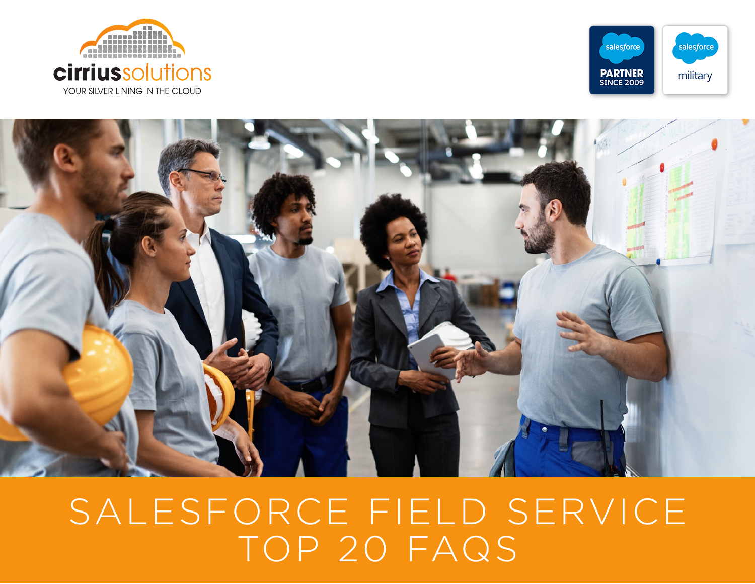cirriussolutions

YOUR SILVER LINING IN THE CLOUD

salesforce PARTNER SINCE 2009

salesforce military

# SALESFORCE FIELD SERVICE TOP 20 FAQS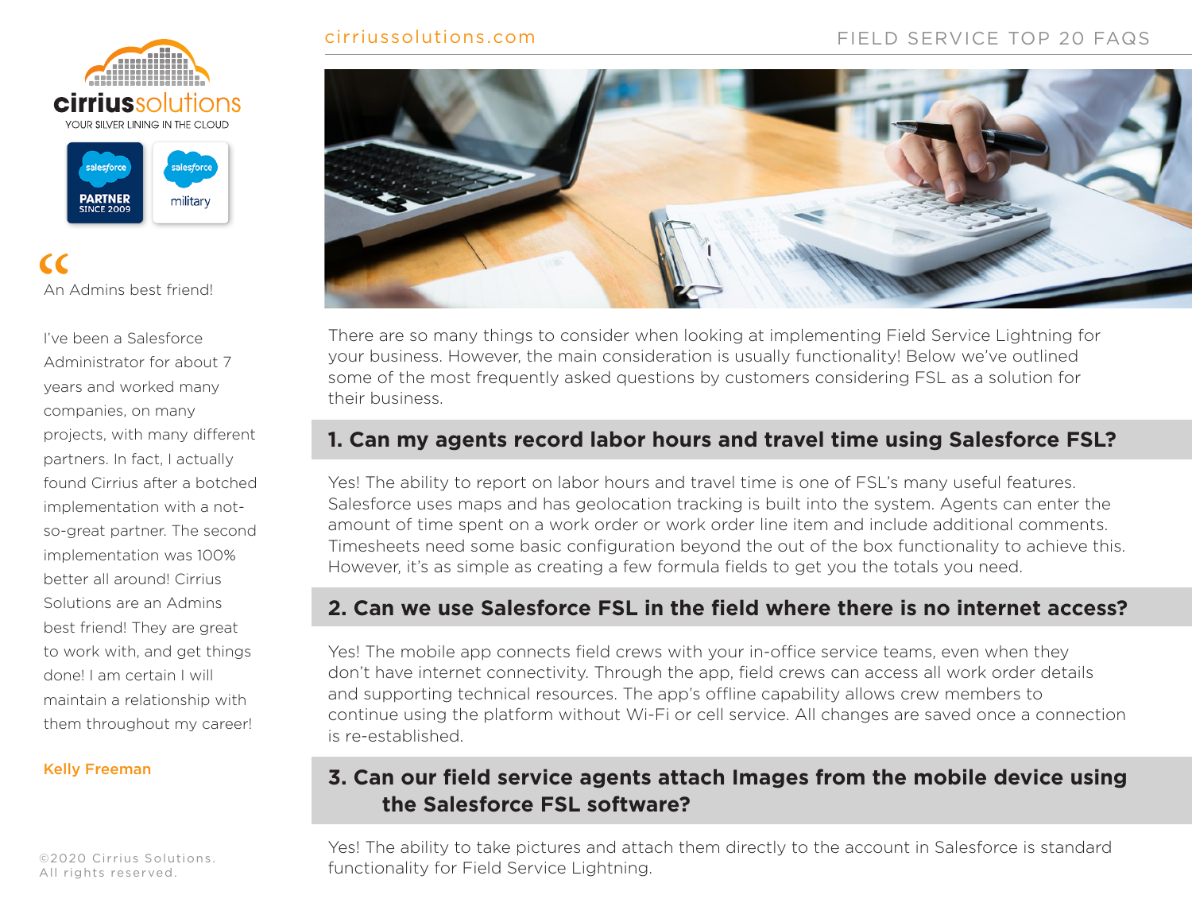There are so many things to consider when looking at implementing Field Service Lightning for your business. However, the main consideration is usually functionality! Below we've outlined some of the most frequently asked questions by customers considering FSL as a solution for their business.

## 1. Can my agents record labor hours and travel time using Salesforce FSL?

Yes! The ability to report on labor hours and travel time is one of FSL's many useful features. Salesforce uses maps and has geolocation tracking is built into the system. Agents can enter the amount of time spent on a work order or work order line item and include additional comments. Timesheets need some basic configuration beyond the out of the box functionality to achieve this. However, it's as simple as creating a few formula fields to get you the totals you need.

## 2. Can we use Salesforce FSL in the field where there is no internet access?

Yes! The mobile app connects field crews with your in-office service teams, even when they don't have internet connectivity. Through the app, field crews can access all work order details and supporting technical resources. The app's offline capability allows crew members to continue using the platform without Wi-Fi or cell service. All changes are saved once a connection is re-established.

## 3. Can our field service agents attach Images from the mobile device using the Salesforce FSL software?

Yes! The ability to take pictures and attach them directly to the account in Salesforce is standard functionality for Field Service Lightning.

> An Admins best friend!
>
> I've been a Salesforce Administrator for about 7 years and worked many companies, on many projects, with many different partners. In fact, I actually found Cirrius after a botched implementation with a not-so-great partner. The second implementation was 100% better all around! Cirrius Solutions are an Admins best friend! They are great to work with, and get things done! I am certain I will maintain a relationship with them throughout my career!
>
> **Kelly Freeman**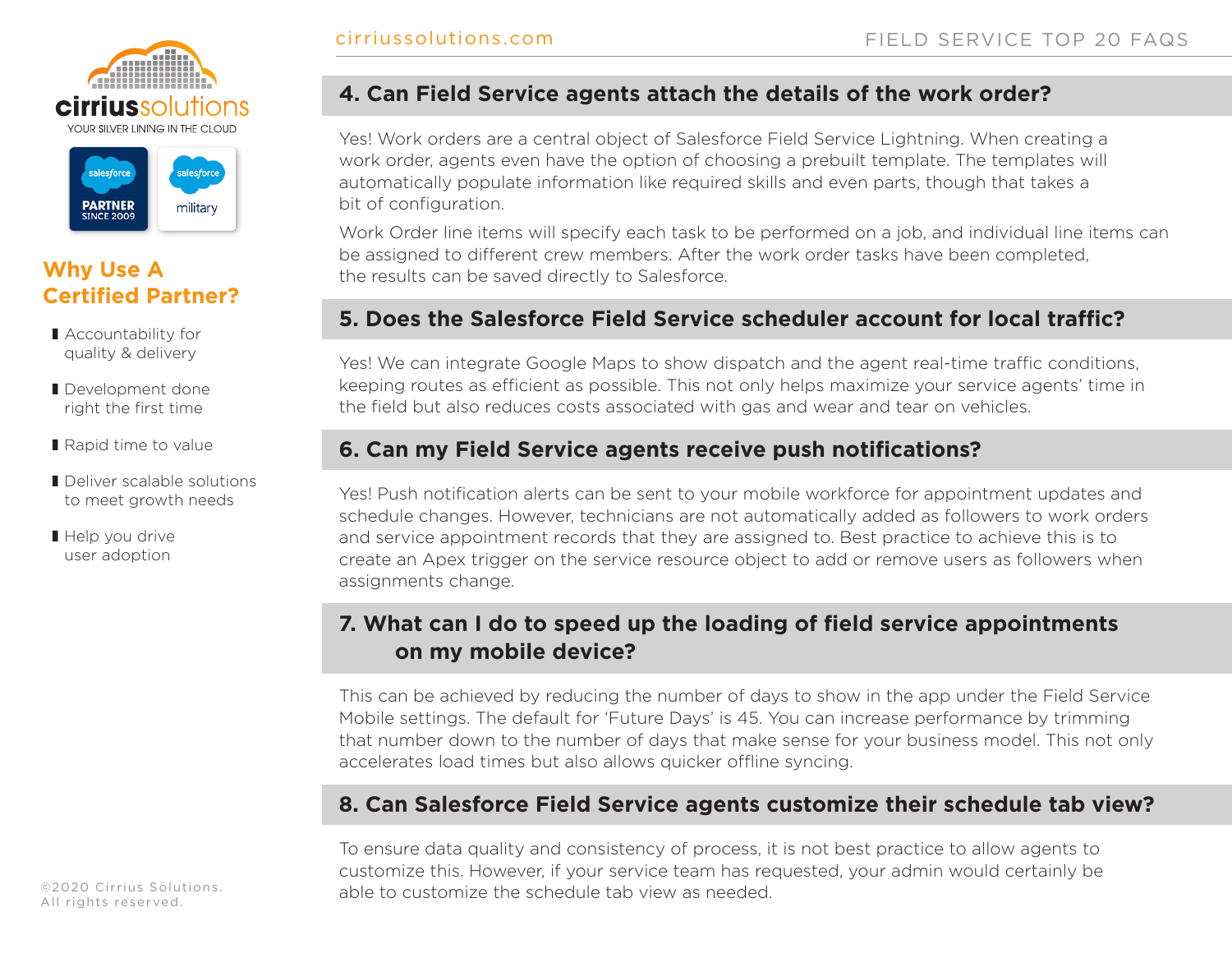# Why Use A Certified Partner?

- Accountability for quality & delivery
- Development done right the first time
- Rapid time to value
- Deliver scalable solutions to meet growth needs
- Help you drive user adoption

## 4. Can Field Service agents attach the details of the work order?

Yes! Work orders are a central object of Salesforce Field Service Lightning. When creating a work order, agents even have the option of choosing a prebuilt template. The templates will automatically populate information like required skills and even parts, though that takes a bit of configuration.

Work Order line items will specify each task to be performed on a job, and individual line items can be assigned to different crew members. After the work order tasks have been completed, the results can be saved directly to Salesforce.

## 5. Does the Salesforce Field Service scheduler account for local traffic?

Yes! We can integrate Google Maps to show dispatch and the agent real-time traffic conditions, keeping routes as efficient as possible. This not only helps maximize your service agents' time in the field but also reduces costs associated with gas and wear and tear on vehicles.

## 6. Can my Field Service agents receive push notifications?

Yes! Push notification alerts can be sent to your mobile workforce for appointment updates and schedule changes. However, technicians are not automatically added as followers to work orders and service appointment records that they are assigned to. Best practice to achieve this is to create an Apex trigger on the service resource object to add or remove users as followers when assignments change.

## 7. What can I do to speed up the loading of field service appointments on my mobile device?

This can be achieved by reducing the number of days to show in the app under the Field Service Mobile settings. The default for 'Future Days' is 45. You can increase performance by trimming that number down to the number of days that make sense for your business model. This not only accelerates load times but also allows quicker offline syncing.

## 8. Can Salesforce Field Service agents customize their schedule tab view?

To ensure data quality and consistency of process, it is not best practice to allow agents to customize this. However, if your service team has requested, your admin would certainly be able to customize the schedule tab view as needed.

©2020 Cirrius Solutions. All rights reserved.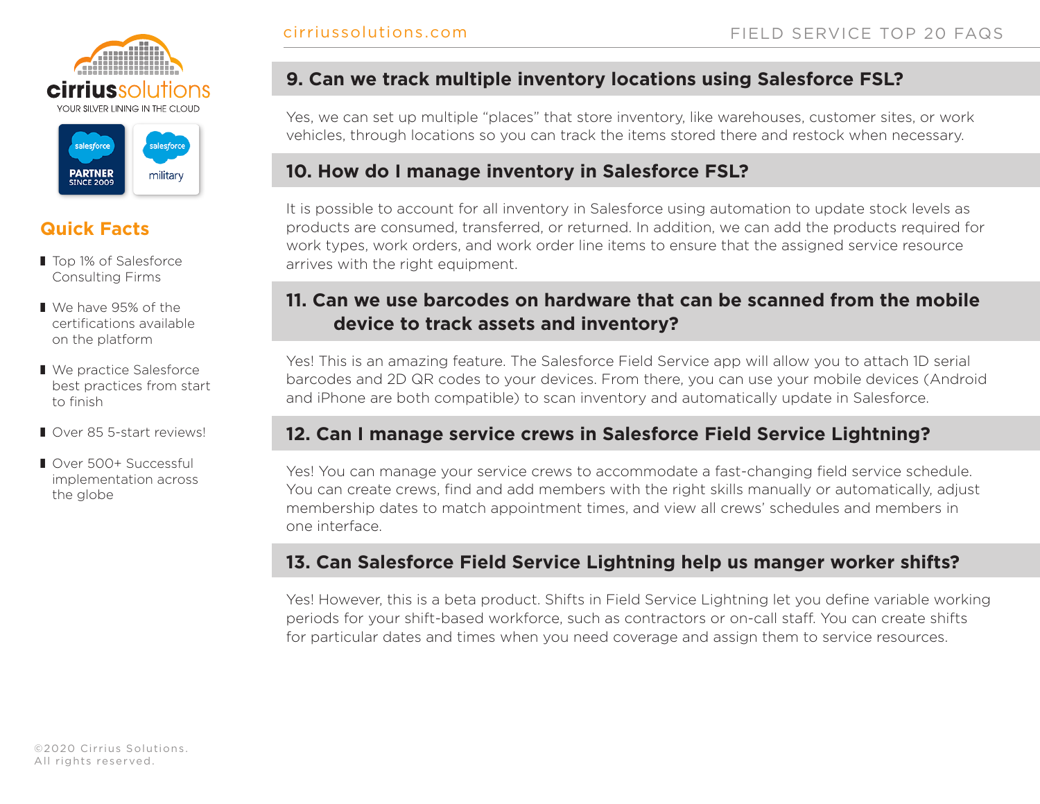cirriussolutions

YOUR SILVER LINING IN THE CLOUD

## Quick Facts

- Top 1% of Salesforce Consulting Firms
- We have 95% of the certifications available on the platform
- We practice Salesforce best practices from start to finish
- Over 85 5-start reviews!
- Over 500+ Successful implementation across the globe

## 9. Can we track multiple inventory locations using Salesforce FSL?

Yes, we can set up multiple "places" that store inventory, like warehouses, customer sites, or work vehicles, through locations so you can track the items stored there and restock when necessary.

## 10. How do I manage inventory in Salesforce FSL?

It is possible to account for all inventory in Salesforce using automation to update stock levels as products are consumed, transferred, or returned. In addition, we can add the products required for work types, work orders, and work order line items to ensure that the assigned service resource arrives with the right equipment.

## 11. Can we use barcodes on hardware that can be scanned from the mobile device to track assets and inventory?

Yes! This is an amazing feature. The Salesforce Field Service app will allow you to attach 1D serial barcodes and 2D QR codes to your devices. From there, you can use your mobile devices (Android and iPhone are both compatible) to scan inventory and automatically update in Salesforce.

## 12. Can I manage service crews in Salesforce Field Service Lightning?

Yes! You can manage your service crews to accommodate a fast-changing field service schedule. You can create crews, find and add members with the right skills manually or automatically, adjust membership dates to match appointment times, and view all crews' schedules and members in one interface.

## 13. Can Salesforce Field Service Lightning help us manger worker shifts?

Yes! However, this is a beta product. Shifts in Field Service Lightning let you define variable working periods for your shift-based workforce, such as contractors or on-call staff. You can create shifts for particular dates and times when you need coverage and assign them to service resources.

©2020 Cirrius Solutions.
All rights reserved.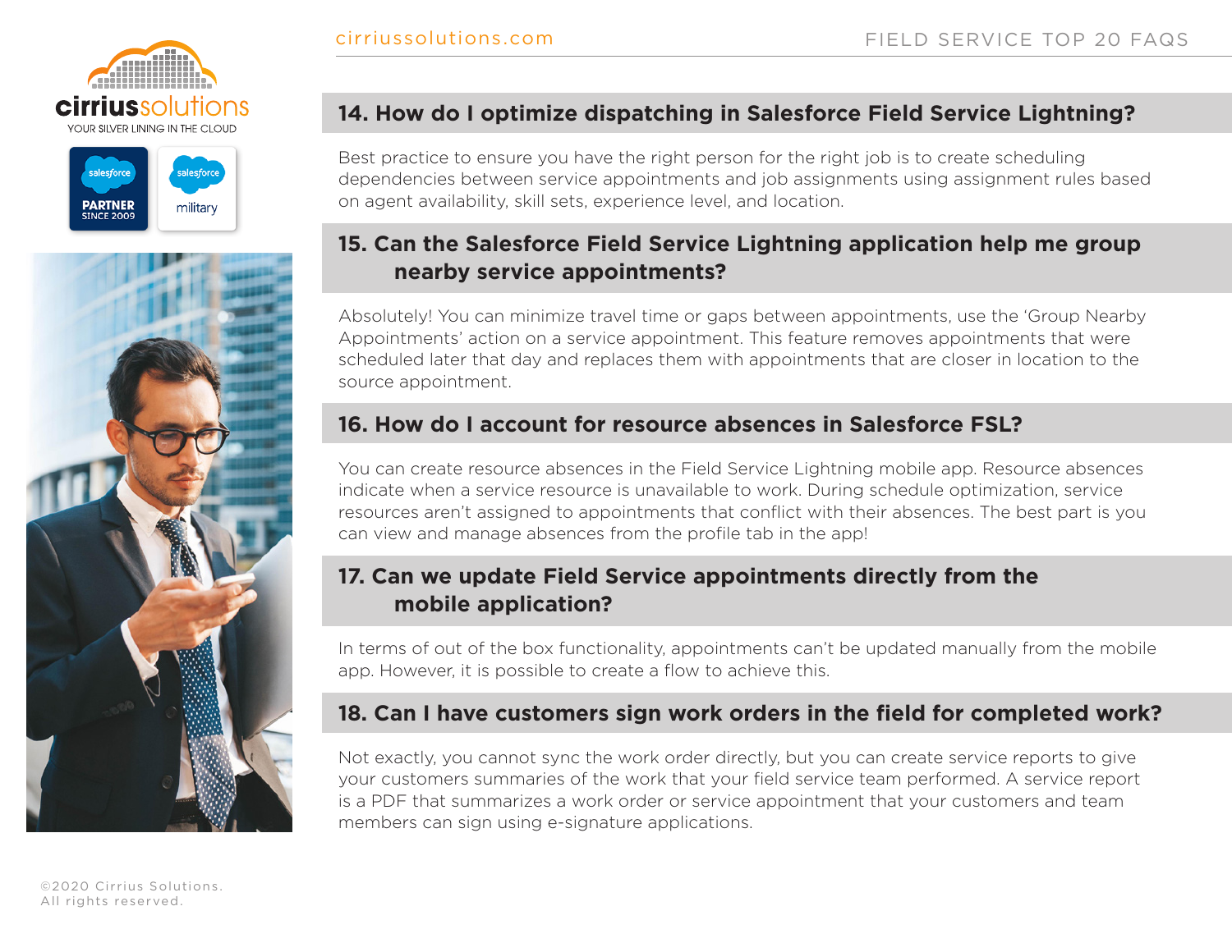## 14. How do I optimize dispatching in Salesforce Field Service Lightning?

Best practice to ensure you have the right person for the right job is to create scheduling dependencies between service appointments and job assignments using assignment rules based on agent availability, skill sets, experience level, and location.

## 15. Can the Salesforce Field Service Lightning application help me group nearby service appointments?

Absolutely! You can minimize travel time or gaps between appointments, use the 'Group Nearby Appointments' action on a service appointment. This feature removes appointments that were scheduled later that day and replaces them with appointments that are closer in location to the source appointment.

## 16. How do I account for resource absences in Salesforce FSL?

You can create resource absences in the Field Service Lightning mobile app. Resource absences indicate when a service resource is unavailable to work. During schedule optimization, service resources aren't assigned to appointments that conflict with their absences. The best part is you can view and manage absences from the profile tab in the app!

## 17. Can we update Field Service appointments directly from the mobile application?

In terms of out of the box functionality, appointments can't be updated manually from the mobile app. However, it is possible to create a flow to achieve this.

## 18. Can I have customers sign work orders in the field for completed work?

Not exactly, you cannot sync the work order directly, but you can create service reports to give your customers summaries of the work that your field service team performed. A service report is a PDF that summarizes a work order or service appointment that your customers and team members can sign using e-signature applications.

©2020 Cirrius Solutions.
All rights reserved.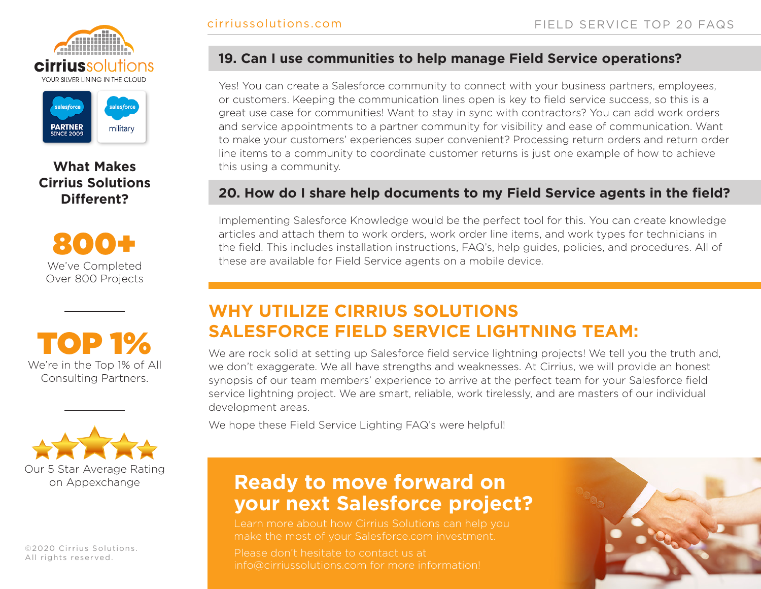## 19. Can I use communities to help manage Field Service operations?

Yes! You can create a Salesforce community to connect with your business partners, employees, or customers. Keeping the communication lines open is key to field service success, so this is a great use case for communities! Want to stay in sync with contractors? You can add work orders and service appointments to a partner community for visibility and ease of communication. Want to make your customers' experiences super convenient? Processing return orders and return order line items to a community to coordinate customer returns is just one example of how to achieve this using a community.

## 20. How do I share help documents to my Field Service agents in the field?

Implementing Salesforce Knowledge would be the perfect tool for this. You can create knowledge articles and attach them to work orders, work order line items, and work types for technicians in the field. This includes installation instructions, FAQ's, help guides, policies, and procedures. All of these are available for Field Service agents on a mobile device.

## WHY UTILIZE CIRRIUS SOLUTIONS SALESFORCE FIELD SERVICE LIGHTNING TEAM:

We are rock solid at setting up Salesforce field service lightning projects! We tell you the truth and, we don't exaggerate. We all have strengths and weaknesses. At Cirrius, we will provide an honest synopsis of our team members' experience to arrive at the perfect team for your Salesforce field service lightning project. We are smart, reliable, work tirelessly, and are masters of our individual development areas.

We hope these Field Service Lighting FAQ's were helpful!

## Ready to move forward on your next Salesforce project?

Learn more about how Cirrius Solutions can help you make the most of your Salesforce.com investment.

Please don't hesitate to contact us at info@cirriussolutions.com for more information!

cirriussolutions

YOUR SILVER LINING IN THE CLOUD

salesforce PARTNER SINCE 2009

salesforce military

### What Makes Cirrius Solutions Different?

**800+**

We've Completed Over 800 Projects

**TOP 1%**

We're in the Top 1% of All Consulting Partners.

Our 5 Star Average Rating on Appexchange

©2020 Cirrius Solutions. All rights reserved.